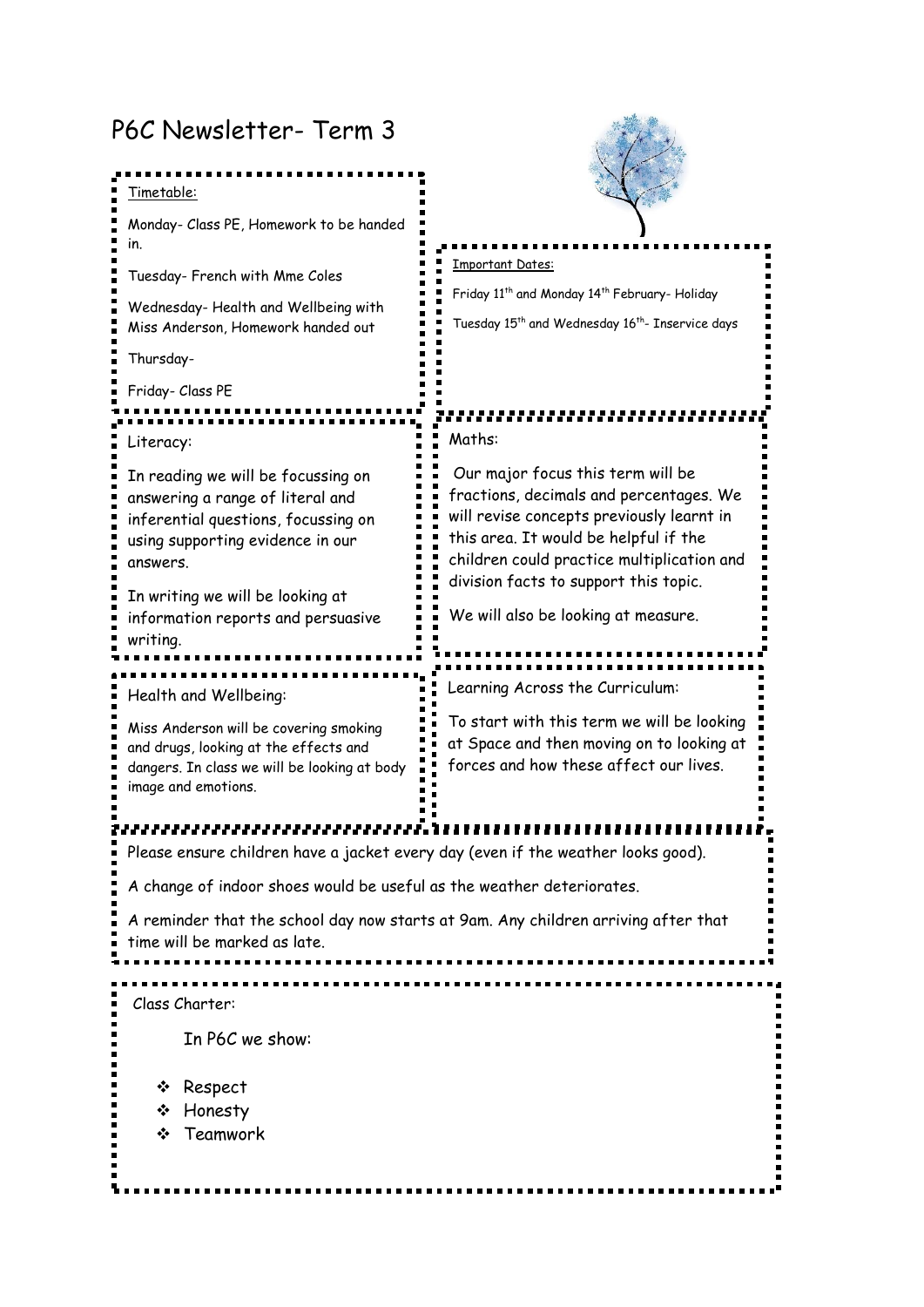# P6C Newsletter- Term 3

Timetable:

Monday- Class PE, Homework to be handed in.

Tuesday- French with Mme Coles

Wednesday- Health and Wellbeing with Miss Anderson, Homework handed out

Thursday-

Friday- Class PE

Important Dates:

Friday 11th and Monday 14th February- Holiday

Tuesday 15th and Wednesday 16th- Inservice days

Literacy:

In reading we will be focussing on answering a range of literal and inferential questions, focussing on using supporting evidence in our answers.

In writing we will be looking at information reports and persuasive writing.

Maths:

Our major focus this term will be fractions, decimals and percentages. We will revise concepts previously learnt in this area. It would be helpful if the children could practice multiplication and division facts to support this topic.

We will also be looking at measure.

Health and Wellbeing:

Miss Anderson will be covering smoking and drugs, looking at the effects and dangers. In class we will be looking at body image and emotions.

Learning Across the Curriculum:

To start with this term we will be looking at Space and then moving on to looking at forces and how these affect our lives.

Please ensure children have a jacket every day (even if the weather looks good).

A change of indoor shoes would be useful as the weather deteriorates.

A reminder that the school day now starts at 9am. Any children arriving after that time will be marked as late.

Class Charter:

In P6C we show:

- Respect
- Honesty
- Teamwork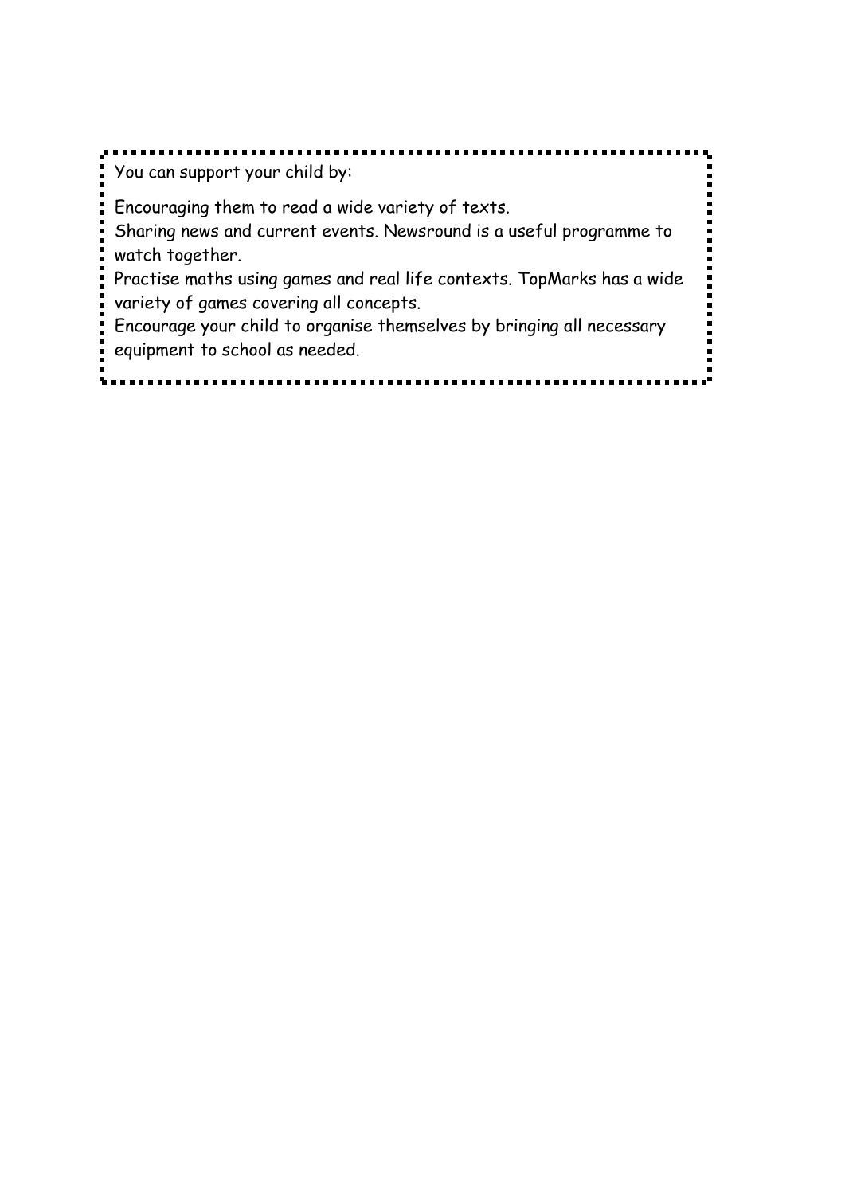You can support your child by:

Encouraging them to read a wide variety of texts.
Sharing news and current events. Newsround is a useful programme to watch together.
Practise maths using games and real life contexts. TopMarks has a wide variety of games covering all concepts.
Encourage your child to organise themselves by bringing all necessary equipment to school as needed.